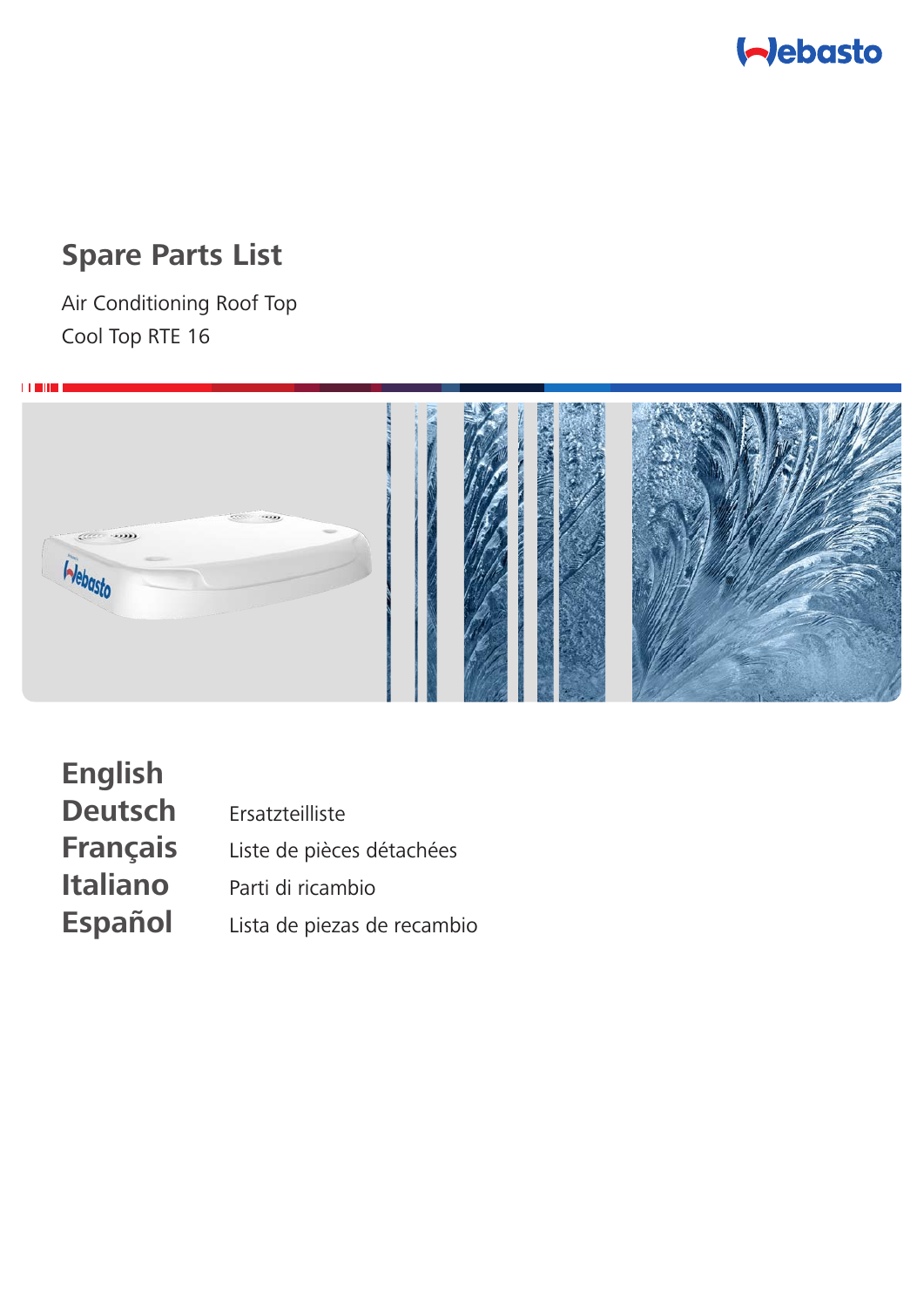# Spare Parts List

Air Conditioning Roof Top
Cool Top RTE 16

| | |
|---|---|
| **English** | |
| **Deutsch** | Ersatzteilliste |
| **Français** | Liste de pièces détachées |
| **Italiano** | Parti di ricambio |
| **Español** | Lista de piezas de recambio |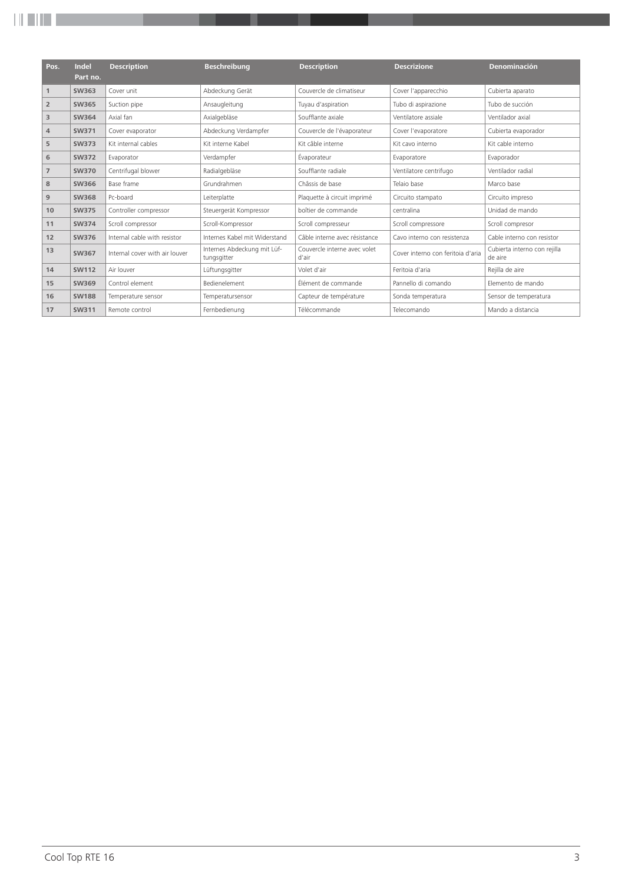| Pos. | Indel Part no. | Description | Beschreibung | Description | Descrizione | Denominación |
|---|---|---|---|---|---|---|
| 1 | **SW363** | Cover unit | Abdeckung Gerät | Couvercle de climatiseur | Cover l'apparecchio | Cubierta aparato |
| 2 | **SW365** | Suction pipe | Ansaugleitung | Tuyau d'aspiration | Tubo di aspirazione | Tubo de succión |
| 3 | **SW364** | Axial fan | Axialgebläse | Soufflante axiale | Ventilatore assiale | Ventilador axial |
| 4 | **SW371** | Cover evaporator | Abdeckung Verdampfer | Couvercle de l'évaporateur | Cover l'evaporatore | Cubierta evaporador |
| 5 | **SW373** | Kit internal cables | Kit interne Kabel | Kit câble interne | Kit cavo interno | Kit cable interno |
| 6 | **SW372** | Evaporator | Verdampfer | Évaporateur | Evaporatore | Evaporador |
| 7 | **SW370** | Centrifugal blower | Radialgebläse | Soufflante radiale | Ventilatore centrifugo | Ventilador radial |
| 8 | **SW366** | Base frame | Grundrahmen | Châssis de base | Telaio base | Marco base |
| 9 | **SW368** | Pc-board | Leiterplatte | Plaquette à circuit imprimé | Circuito stampato | Circuito impreso |
| 10 | **SW375** | Controller compressor | Steuergerät Kompressor | boîtier de commande | centralina | Unidad de mando |
| 11 | **SW374** | Scroll compressor | Scroll-Kompressor | Scroll compresseur | Scroll compressore | Scroll compresor |
| 12 | **SW376** | Internal cable with resistor | Internes Kabel mit Widerstand | Câble interne avec résistance | Cavo interno con resistenza | Cable interno con resistor |
| 13 | **SW367** | Internal cover with air louver | Internes Abdeckung mit Lüftungsgitter | Couvercle interne avec volet d'air | Cover interno con feritoia d'aria | Cubierta interno con rejilla de aire |
| 14 | **SW112** | Air louver | Lüftungsgitter | Volet d'air | Feritoia d'aria | Rejilla de aire |
| 15 | **SW369** | Control element | Bedienelement | Élément de commande | Pannello di comando | Elemento de mando |
| 16 | **SW188** | Temperature sensor | Temperatursensor | Capteur de température | Sonda temperatura | Sensor de temperatura |
| 17 | **SW311** | Remote control | Fernbedienung | Télécommande | Telecomando | Mando a distancia |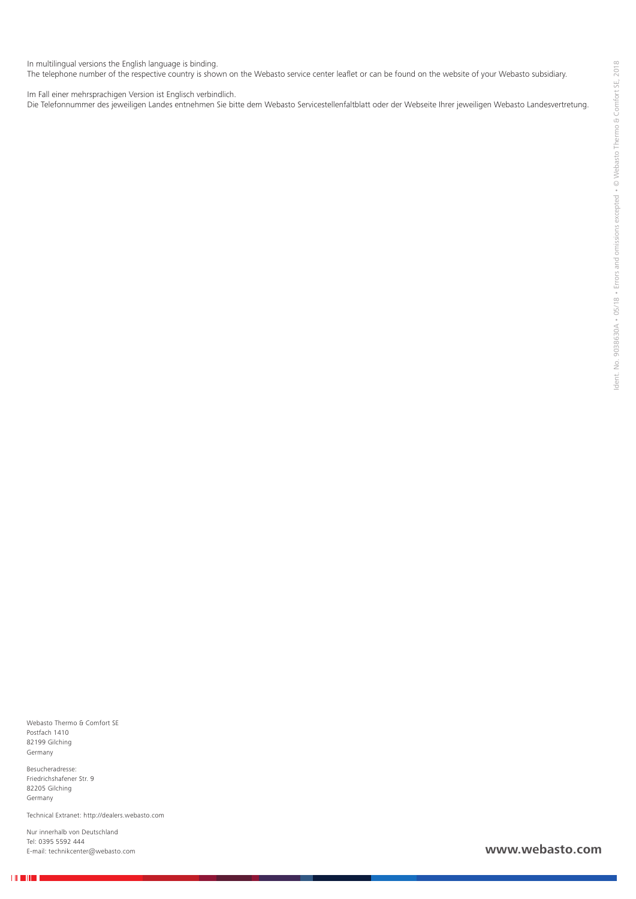In multilingual versions the English language is binding.
The telephone number of the respective country is shown on the Webasto service center leaflet or can be found on the website of your Webasto subsidiary.

Im Fall einer mehrsprachigen Version ist Englisch verbindlich.
Die Telefonnummer des jeweiligen Landes entnehmen Sie bitte dem Webasto Servicestellenfaltblatt oder der Webseite Ihrer jeweiligen Webasto Landesvertretung.

Ident. No. 9038630A • 05/18 • Errors and omissions excepted • © Webasto Thermo & Comfort SE, 2018

Webasto Thermo & Comfort SE
Postfach 1410
82199 Gilching
Germany

Besucheradresse:
Friedrichshafener Str. 9
82205 Gilching
Germany

Technical Extranet: http://dealers.webasto.com

Nur innerhalb von Deutschland
Tel: 0395 5592 444
E-mail: technikcenter@webasto.com

**www.webasto.com**